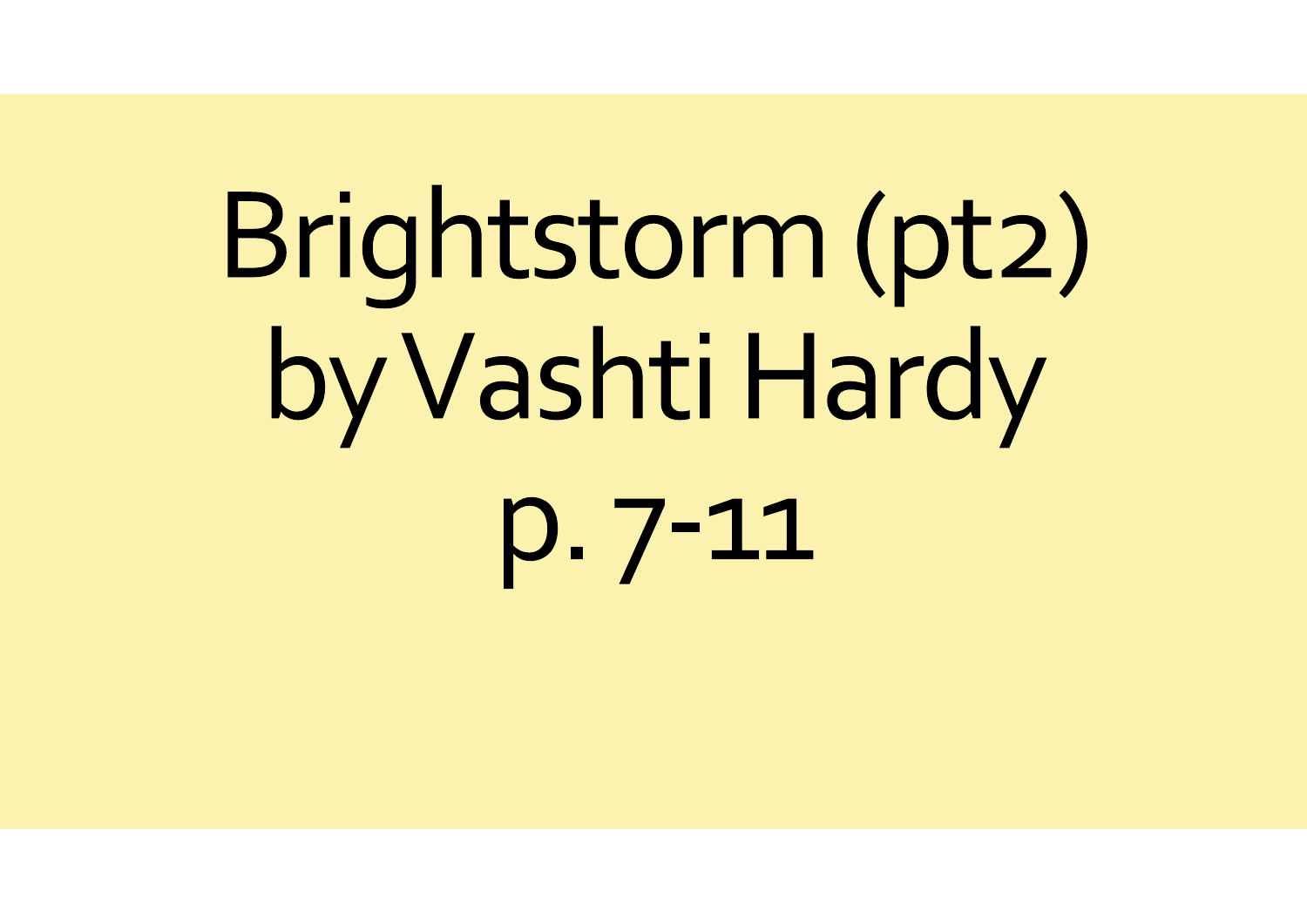# Brightstorm (pt2) by Vashti Hardy p. 7-11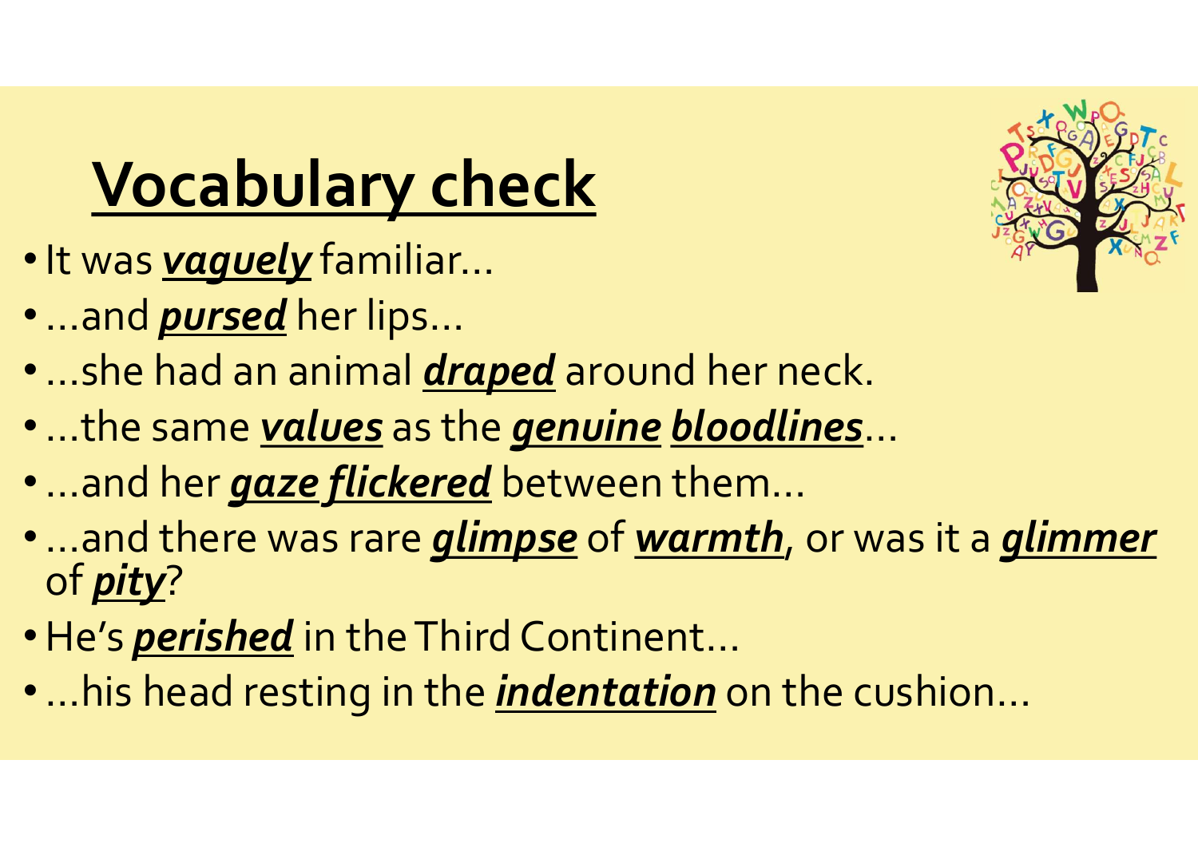# Vocabulary check

- It was ***vaguely*** familiar…
- …and ***pursed*** her lips…
- …she had an animal ***draped*** around her neck.
- …the same ***values*** as the ***genuine*** ***bloodlines***…
- …and her ***gaze flickered*** between them…
- …and there was rare ***glimpse*** of ***warmth***, or was it a ***glimmer*** of ***pity***?
- He's ***perished*** in the Third Continent…
- …his head resting in the ***indentation*** on the cushion…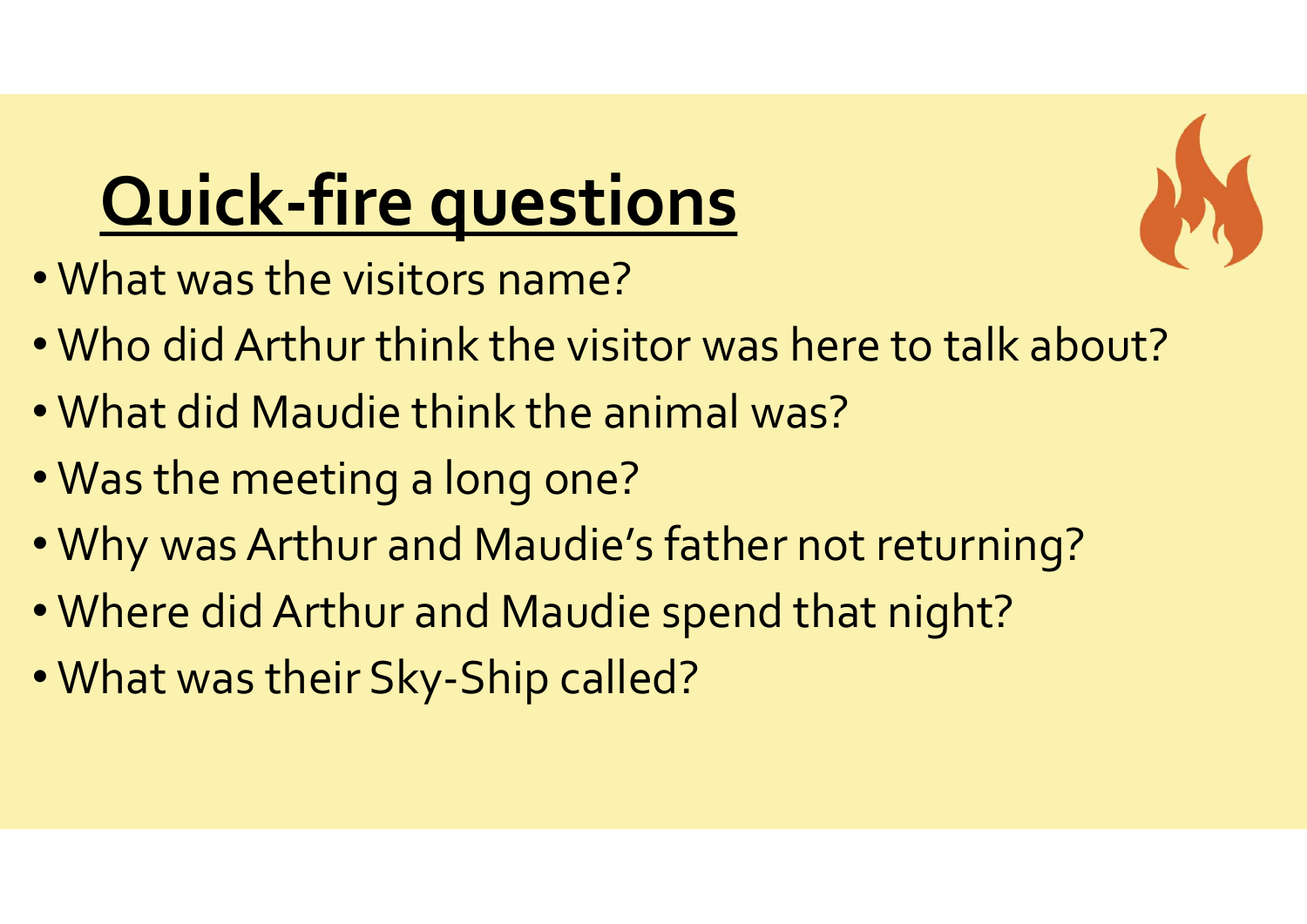# Quick-fire questions

- What was the visitors name?
- Who did Arthur think the visitor was here to talk about?
- What did Maudie think the animal was?
- Was the meeting a long one?
- Why was Arthur and Maudie's father not returning?
- Where did Arthur and Maudie spend that night?
- What was their Sky-Ship called?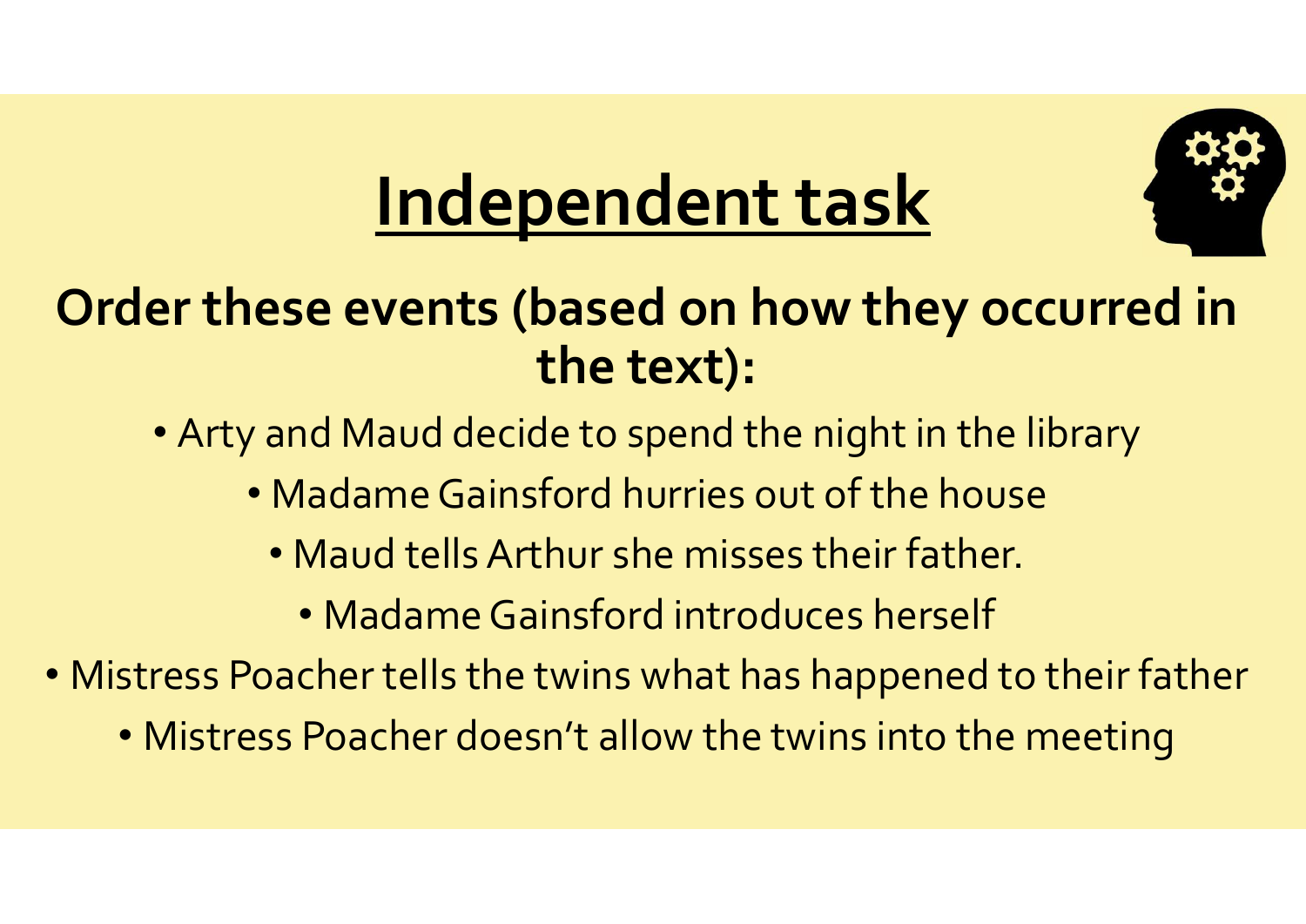# Independent task

**Order these events (based on how they occurred in the text):**

- Arty and Maud decide to spend the night in the library
- Madame Gainsford hurries out of the house
- Maud tells Arthur she misses their father.
- Madame Gainsford introduces herself
- Mistress Poacher tells the twins what has happened to their father
- Mistress Poacher doesn't allow the twins into the meeting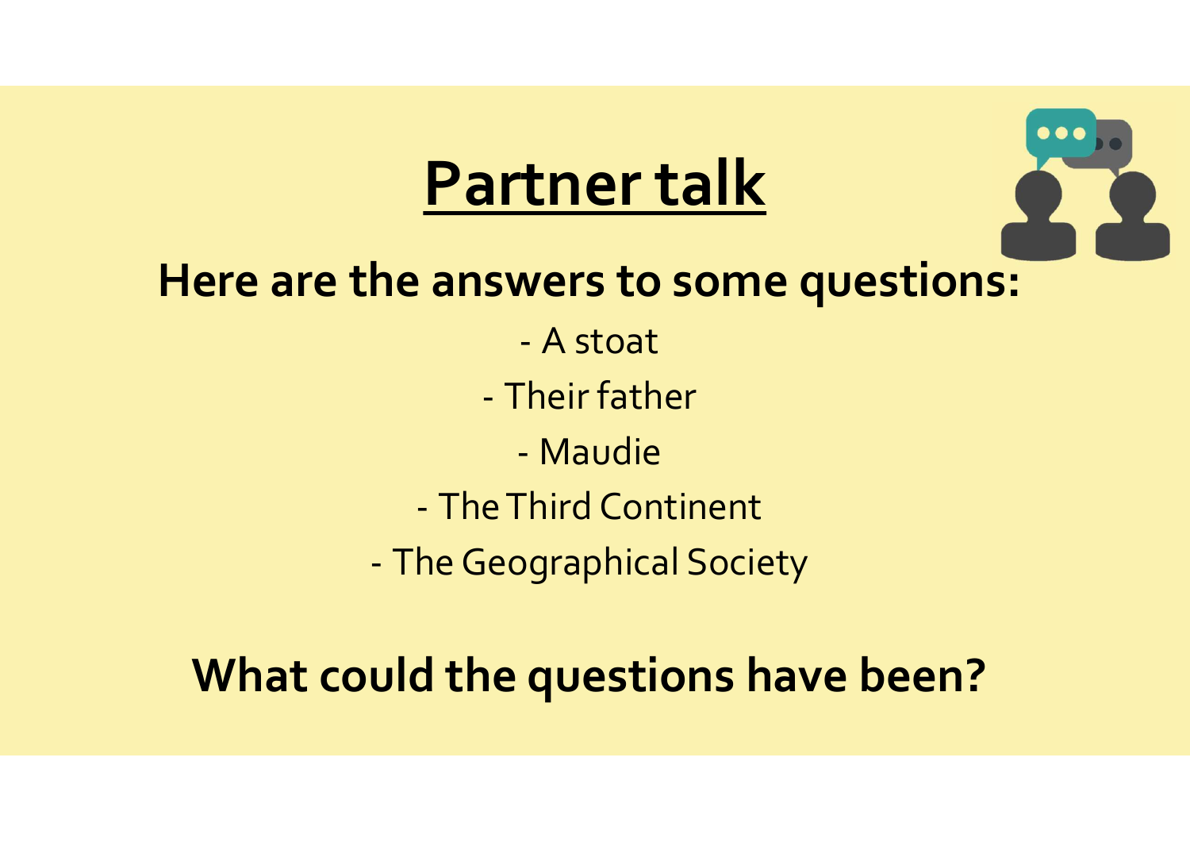# Partner talk

**Here are the answers to some questions:**

- A stoat
- Their father
- Maudie
- The Third Continent
- The Geographical Society

**What could the questions have been?**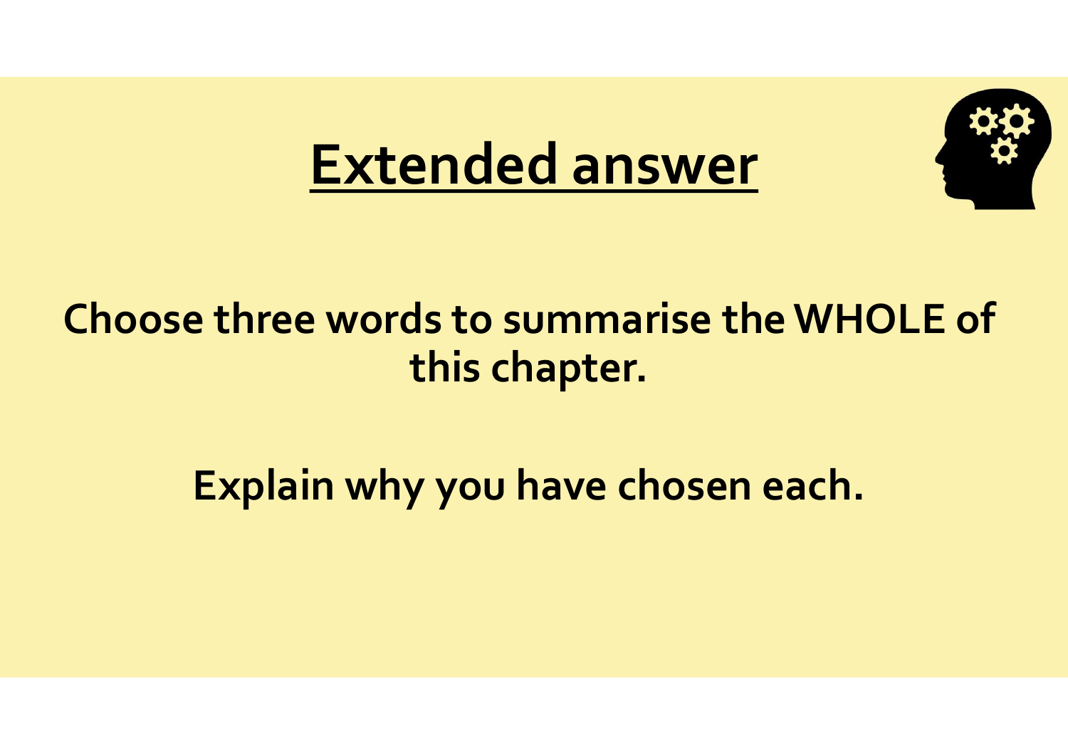# Extended answer

**Choose three words to summarise the WHOLE of this chapter.**

**Explain why you have chosen each.**